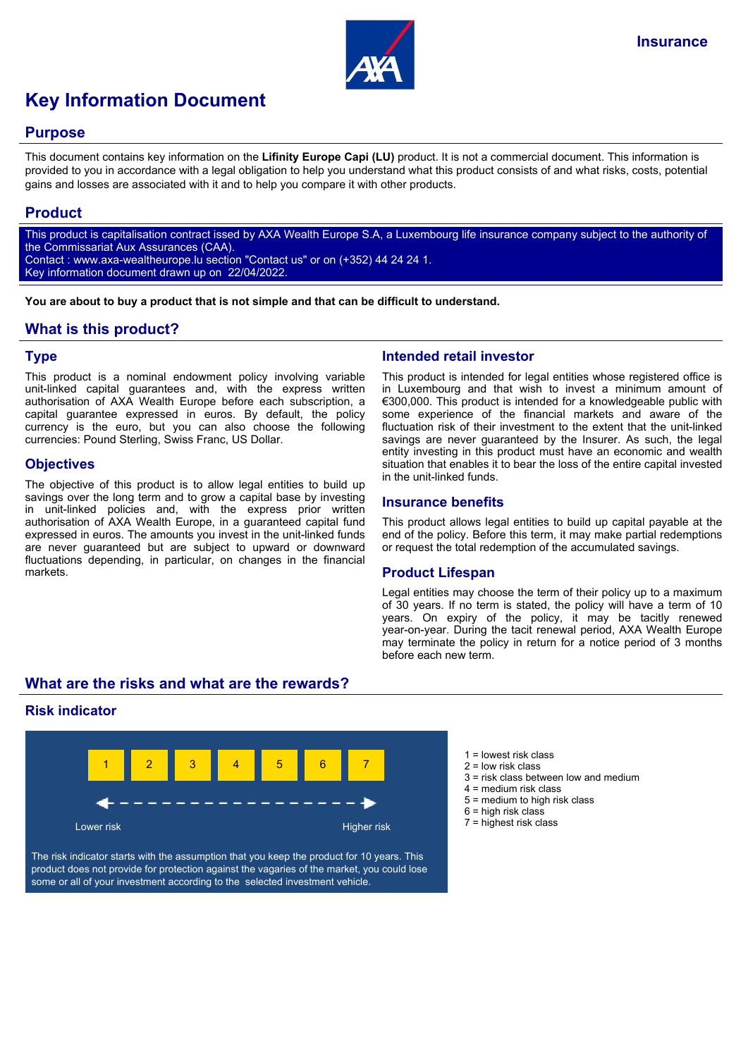Insurance

# Key Information Document

## Purpose

This document contains key information on the **Lifinity Europe Capi (LU)** product. It is not a commercial document. This information is provided to you in accordance with a legal obligation to help you understand what this product consists of and what risks, costs, potential gains and losses are associated with it and to help you compare it with other products.

## Product

This product is capitalisation contract issued by AXA Wealth Europe S.A, a Luxembourg life insurance company subject to the authority of the Commissariat Aux Assurances (CAA).
Contact : www.axa-wealtheurope.lu section "Contact us" or on (+352) 44 24 24 1.
Key information document drawn up on 22/04/2022.

**You are about to buy a product that is not simple and that can be difficult to understand.**

## What is this product?

### Type

This product is a nominal endowment policy involving variable unit-linked capital guarantees and, with the express written authorisation of AXA Wealth Europe before each subscription, a capital guarantee expressed in euros. By default, the policy currency is the euro, but you can also choose the following currencies: Pound Sterling, Swiss Franc, US Dollar.

### Objectives

The objective of this product is to allow legal entities to build up savings over the long term and to grow a capital base by investing in unit-linked policies and, with the express prior written authorisation of AXA Wealth Europe, in a guaranteed capital fund expressed in euros. The amounts you invest in the unit-linked funds are never guaranteed but are subject to upward or downward fluctuations depending, in particular, on changes in the financial markets.

### Intended retail investor

This product is intended for legal entities whose registered office is in Luxembourg and that wish to invest a minimum amount of €300,000. This product is intended for a knowledgeable public with some experience of the financial markets and aware of the fluctuation risk of their investment to the extent that the unit-linked savings are never guaranteed by the Insurer. As such, the legal entity investing in this product must have an economic and wealth situation that enables it to bear the loss of the entire capital invested in the unit-linked funds.

### Insurance benefits

This product allows legal entities to build up capital payable at the end of the policy. Before this term, it may make partial redemptions or request the total redemption of the accumulated savings.

### Product Lifespan

Legal entities may choose the term of their policy up to a maximum of 30 years. If no term is stated, the policy will have a term of 10 years. On expiry of the policy, it may be tacitly renewed year-on-year. During the tacit renewal period, AXA Wealth Europe may terminate the policy in return for a notice period of 3 months before each new term.

## What are the risks and what are the rewards?

### Risk indicator

| 1 | 2 | 3 | 4 | 5 | 6 | 7 |
|---|---|---|---|---|---|---|

Lower risk ← → Higher risk

The risk indicator starts with the assumption that you keep the product for 10 years. This product does not provide for protection against the vagaries of the market, you could lose some or all of your investment according to the selected investment vehicle.

- 1 = lowest risk class
- 2 = low risk class
- 3 = risk class between low and medium
- 4 = medium risk class
- 5 = medium to high risk class
- 6 = high risk class
- 7 = highest risk class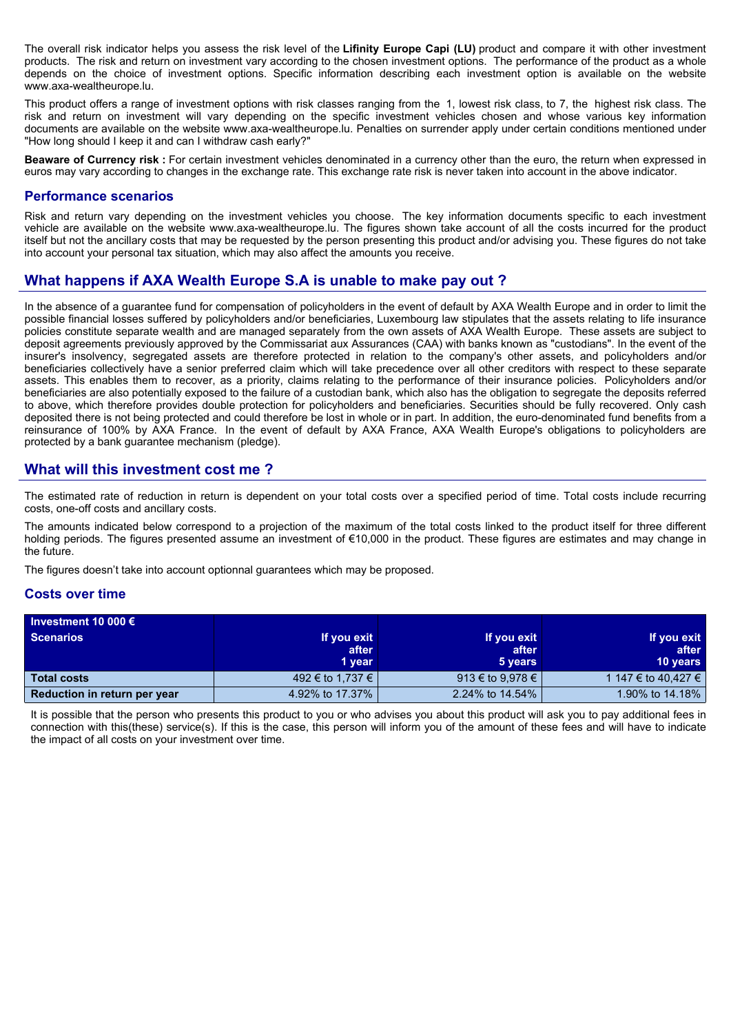The overall risk indicator helps you assess the risk level of the **Lifinity Europe Capi (LU)** product and compare it with other investment products. The risk and return on investment vary according to the chosen investment options. The performance of the product as a whole depends on the choice of investment options. Specific information describing each investment option is available on the website www.axa-wealtheurope.lu.

This product offers a range of investment options with risk classes ranging from the 1, lowest risk class, to 7, the highest risk class. The risk and return on investment will vary depending on the specific investment vehicles chosen and whose various key information documents are available on the website www.axa-wealtheurope.lu. Penalties on surrender apply under certain conditions mentioned under "How long should I keep it and can I withdraw cash early?"

**Beaware of Currency risk :** For certain investment vehicles denominated in a currency other than the euro, the return when expressed in euros may vary according to changes in the exchange rate. This exchange rate risk is never taken into account in the above indicator.

### Performance scenarios

Risk and return vary depending on the investment vehicles you choose. The key information documents specific to each investment vehicle are available on the website www.axa-wealtheurope.lu. The figures shown take account of all the costs incurred for the product itself but not the ancillary costs that may be requested by the person presenting this product and/or advising you. These figures do not take into account your personal tax situation, which may also affect the amounts you receive.

## What happens if AXA Wealth Europe S.A is unable to make pay out ?

In the absence of a guarantee fund for compensation of policyholders in the event of default by AXA Wealth Europe and in order to limit the possible financial losses suffered by policyholders and/or beneficiaries, Luxembourg law stipulates that the assets relating to life insurance policies constitute separate wealth and are managed separately from the own assets of AXA Wealth Europe. These assets are subject to deposit agreements previously approved by the Commissariat aux Assurances (CAA) with banks known as "custodians". In the event of the insurer's insolvency, segregated assets are therefore protected in relation to the company's other assets, and policyholders and/or beneficiaries collectively have a senior preferred claim which will take precedence over all other creditors with respect to these separate assets. This enables them to recover, as a priority, claims relating to the performance of their insurance policies. Policyholders and/or beneficiaries are also potentially exposed to the failure of a custodian bank, which also has the obligation to segregate the deposits referred to above, which therefore provides double protection for policyholders and beneficiaries. Securities should be fully recovered. Only cash deposited there is not being protected and could therefore be lost in whole or in part. In addition, the euro-denominated fund benefits from a reinsurance of 100% by AXA France. In the event of default by AXA France, AXA Wealth Europe's obligations to policyholders are protected by a bank guarantee mechanism (pledge).

## What will this investment cost me ?

The estimated rate of reduction in return is dependent on your total costs over a specified period of time. Total costs include recurring costs, one-off costs and ancillary costs.

The amounts indicated below correspond to a projection of the maximum of the total costs linked to the product itself for three different holding periods. The figures presented assume an investment of €10,000 in the product. These figures are estimates and may change in the future.

The figures doesn't take into account optionnal guarantees which may be proposed.

### Costs over time

| Investment 10 000 € Scenarios | If you exit after 1 year | If you exit after 5 years | If you exit after 10 years |
|---|---|---|---|
| **Total costs** | 492 € to 1,737 € | 913 € to 9,978 € | 1 147 € to 40,427 € |
| **Reduction in return per year** | 4.92% to 17.37% | 2.24% to 14.54% | 1.90% to 14.18% |

It is possible that the person who presents this product to you or who advises you about this product will ask you to pay additional fees in connection with this(these) service(s). If this is the case, this person will inform you of the amount of these fees and will have to indicate the impact of all costs on your investment over time.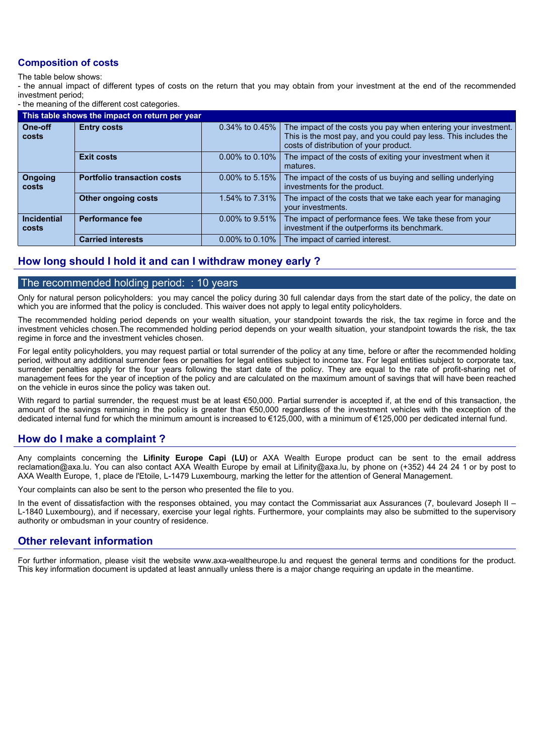## Composition of costs

The table below shows:
- the annual impact of different types of costs on the return that you may obtain from your investment at the end of the recommended investment period;
- the meaning of the different cost categories.

| This table shows the impact on return per year | | | |
|---|---|---|---|
| **One-off costs** | **Entry costs** | 0.34% to 0.45% | The impact of the costs you pay when entering your investment. This is the most pay, and you could pay less. This includes the costs of distribution of your product. |
| | **Exit costs** | 0.00% to 0.10% | The impact of the costs of exiting your investment when it matures. |
| **Ongoing costs** | **Portfolio transaction costs** | 0.00% to 5.15% | The impact of the costs of us buying and selling underlying investments for the product. |
| | **Other ongoing costs** | 1.54% to 7.31% | The impact of the costs that we take each year for managing your investments. |
| **Incidential costs** | **Performance fee** | 0.00% to 9.51% | The impact of performance fees. We take these from your investment if the outperforms its benchmark. |
| | **Carried interests** | 0.00% to 0.10% | The impact of carried interest. |

## How long should I hold it and can I withdraw money early ?

### The recommended holding period: : 10 years

Only for natural person policyholders: you may cancel the policy during 30 full calendar days from the start date of the policy, the date on which you are informed that the policy is concluded. This waiver does not apply to legal entity policyholders.

The recommended holding period depends on your wealth situation, your standpoint towards the risk, the tax regime in force and the investment vehicles chosen.The recommended holding period depends on your wealth situation, your standpoint towards the risk, the tax regime in force and the investment vehicles chosen.

For legal entity policyholders, you may request partial or total surrender of the policy at any time, before or after the recommended holding period, without any additional surrender fees or penalties for legal entities subject to income tax. For legal entities subject to corporate tax, surrender penalties apply for the four years following the start date of the policy. They are equal to the rate of profit-sharing net of management fees for the year of inception of the policy and are calculated on the maximum amount of savings that will have been reached on the vehicle in euros since the policy was taken out.

With regard to partial surrender, the request must be at least €50,000. Partial surrender is accepted if, at the end of this transaction, the amount of the savings remaining in the policy is greater than €50,000 regardless of the investment vehicles with the exception of the dedicated internal fund for which the minimum amount is increased to €125,000, with a minimum of €125,000 per dedicated internal fund.

## How do I make a complaint ?

Any complaints concerning the **Lifinity Europe Capi (LU)** or AXA Wealth Europe product can be sent to the email address reclamation@axa.lu. You can also contact AXA Wealth Europe by email at Lifinity@axa.lu, by phone on (+352) 44 24 24 1 or by post to AXA Wealth Europe, 1, place de l'Etoile, L-1479 Luxembourg, marking the letter for the attention of General Management.

Your complaints can also be sent to the person who presented the file to you.

In the event of dissatisfaction with the responses obtained, you may contact the Commissariat aux Assurances (7, boulevard Joseph II – L-1840 Luxembourg), and if necessary, exercise your legal rights. Furthermore, your complaints may also be submitted to the supervisory authority or ombudsman in your country of residence.

## Other relevant information

For further information, please visit the website www.axa-wealtheurope.lu and request the general terms and conditions for the product. This key information document is updated at least annually unless there is a major change requiring an update in the meantime.